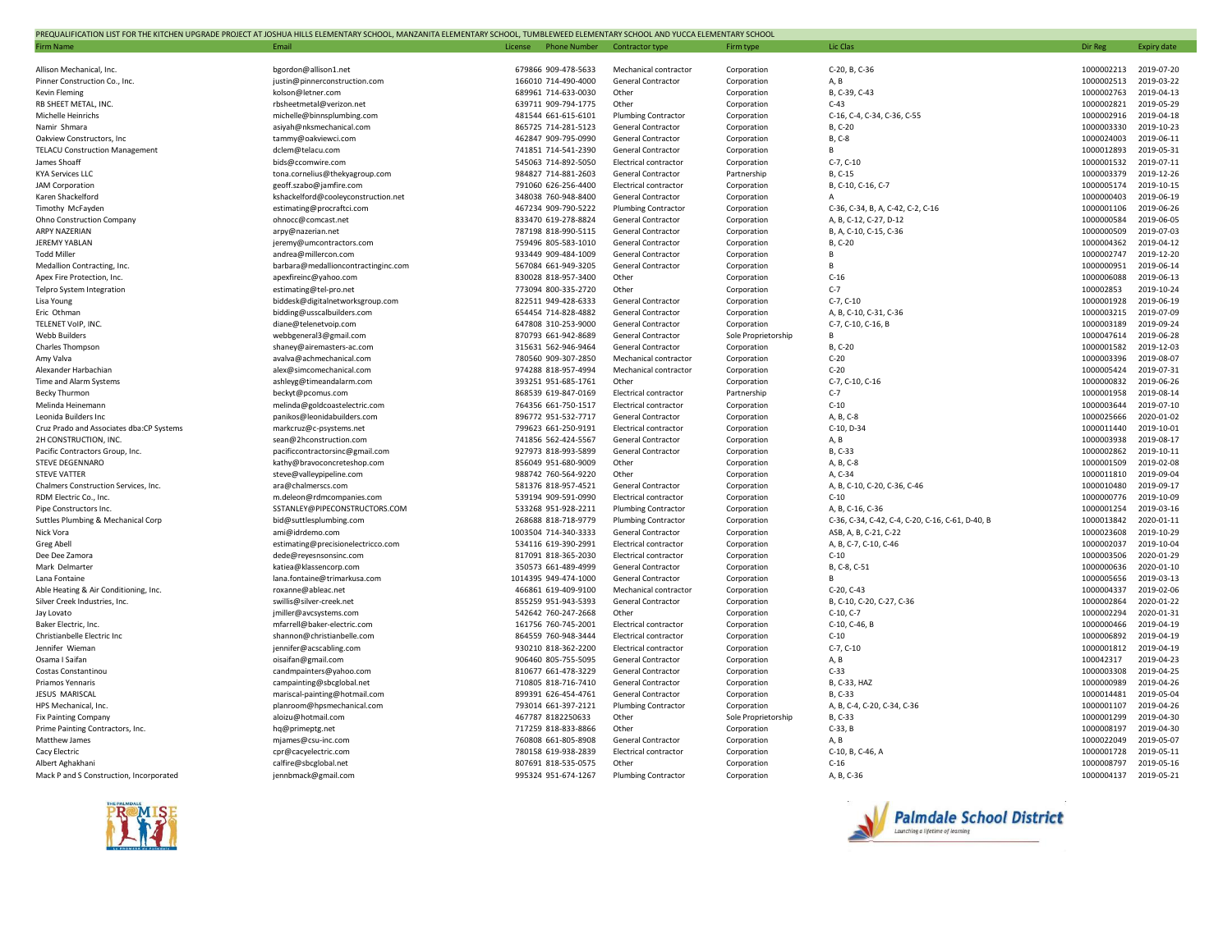PREQUALIFICATION LIST FOR THE KITCHEN UPGRADE PROJECT AT JOSHUA HILLS ELEMENTARY SCHOOL, MANZANITA ELEMENTARY SCHOOL, TUMBLEWEED ELEMENTARY SCHOOL AND YUCCA ELEMENTARY SCHOOL

| Firm Name | Email | License | Phone Number | Contractor type | Firm type | Lic Clas | Dir Reg | Expiry date |
|---|---|---|---|---|---|---|---|---|
| Allison Mechanical, Inc. | bgordon@allison1.net | 679866 | 909-478-5633 | Mechanical contractor | Corporation | C-20, B, C-36 | 1000002213 | 2019-07-20 |
| Pinner Construction Co., Inc. | justin@pinnerconstruction.com | 166010 | 714-490-4000 | General Contractor | Corporation | A, B | 1000002513 | 2019-03-22 |
| Kevin Fleming | kolson@letner.com | 689961 | 714-633-0030 | Other | Corporation | B, C-39, C-43 | 1000002763 | 2019-04-13 |
| RB SHEET METAL, INC. | rbsheetmetal@verizon.net | 639711 | 909-794-1775 | Other | Corporation | C-43 | 1000002821 | 2019-05-29 |
| Michelle Heinrichs | michelle@binnsplumbing.com | 481544 | 661-615-6101 | Plumbing Contractor | Corporation | C-16, C-4, C-34, C-36, C-55 | 1000002916 | 2019-04-18 |
| Namir Shmara | asiyah@nksmechanical.com | 865725 | 714-281-5123 | General Contractor | Corporation | B, C-20 | 1000003330 | 2019-10-23 |
| Oakview Constructors, Inc | tammy@oakviewci.com | 462847 | 909-795-0990 | General Contractor | Corporation | B, C-8 | 1000024003 | 2019-06-11 |
| TELACU Construction Management | dclem@telacu.com | 741851 | 714-541-2390 | General Contractor | Corporation | B | 1000012893 | 2019-05-31 |
| James Shoaff | bids@ccomwire.com | 545063 | 714-892-5050 | Electrical contractor | Corporation | C-7, C-10 | 1000001532 | 2019-07-11 |
| KYA Services LLC | tona.cornelius@thekyagroup.com | 984827 | 714-881-2603 | General Contractor | Partnership | B, C-15 | 1000003379 | 2019-12-26 |
| JAM Corporation | geoff.szabo@jamfire.com | 791060 | 626-256-4400 | Electrical contractor | Corporation | B, C-10, C-16, C-7 | 1000005174 | 2019-10-15 |
| Karen Shackelford | kshackelford@cooleyconstruction.net | 348038 | 760-948-8400 | General Contractor | Corporation | A | 1000000403 | 2019-06-19 |
| Timothy McFayden | estimating@procraftci.com | 467234 | 909-790-5222 | Plumbing Contractor | Corporation | C-36, C-34, B, A, C-42, C-2, C-16 | 1000001106 | 2019-06-26 |
| Ohno Construction Company | ohnocc@comcast.net | 833470 | 619-278-8824 | General Contractor | Corporation | A, B, C-12, C-27, D-12 | 1000000584 | 2019-06-05 |
| ARPY NAZERIAN | arpy@nazerian.net | 787198 | 818-990-5115 | General Contractor | Corporation | B, A, C-10, C-15, C-36 | 1000000509 | 2019-07-03 |
| JEREMY YABLAN | jeremy@umcontractors.com | 759496 | 805-583-1010 | General Contractor | Corporation | B, C-20 | 1000004362 | 2019-04-12 |
| Todd Miller | andrea@millercon.com | 933449 | 909-484-1009 | General Contractor | Corporation | B | 1000002747 | 2019-12-20 |
| Medallion Contracting, Inc. | barbara@medallioncontractinginc.com | 567084 | 661-949-3205 | General Contractor | Corporation | B | 1000000951 | 2019-06-14 |
| Apex Fire Protection, Inc. | apexfireinc@yahoo.com | 830028 | 818-957-3400 | Other | Corporation | C-16 | 1000006088 | 2019-06-13 |
| Telpro System Integration | estimating@tel-pro.net | 773094 | 800-335-2720 | Other | Corporation | C-7 | 100002853 | 2019-10-24 |
| Lisa Young | biddesk@digitalnetworksgroup.com | 822511 | 949-428-6333 | General Contractor | Corporation | C-7, C-10 | 1000001928 | 2019-06-19 |
| Eric Othman | bidding@usscalbuilders.com | 654454 | 714-828-4882 | General Contractor | Corporation | A, B, C-10, C-31, C-36 | 1000003215 | 2019-07-09 |
| TELENET VoIP, INC. | diane@telenetvoip.com | 647808 | 310-253-9000 | General Contractor | Corporation | C-7, C-10, C-16, B | 1000003189 | 2019-09-24 |
| Webb Builders | webbgeneral3@gmail.com | 870793 | 661-942-8689 | General Contractor | Sole Proprietorship | B | 1000047614 | 2019-06-28 |
| Charles Thompson | shaney@airemasters-ac.com | 315631 | 562-946-9464 | General Contractor | Corporation | B, C-20 | 1000001582 | 2019-12-03 |
| Amy Valva | avalva@achmechanical.com | 780560 | 909-307-2850 | Mechanical contractor | Corporation | C-20 | 1000003396 | 2019-08-07 |
| Alexander Harbachian | alex@simcomechanical.com | 974288 | 818-957-4994 | Mechanical contractor | Corporation | C-20 | 1000005424 | 2019-07-31 |
| Time and Alarm Systems | ashleyg@timeandalarm.com | 393251 | 951-685-1761 | Other | Corporation | C-7, C-10, C-16 | 1000000832 | 2019-06-26 |
| Becky Thurmon | beckyt@pcomus.com | 868539 | 619-847-0169 | Electrical contractor | Partnership | C-7 | 1000001958 | 2019-08-14 |
| Melinda Heinemann | melinda@goldcoastelectric.com | 764356 | 661-750-1517 | Electrical contractor | Corporation | C-10 | 1000003644 | 2019-07-10 |
| Leonida Builders Inc | panikos@leonidabuilders.com | 896772 | 951-532-7717 | General Contractor | Corporation | A, B, C-8 | 1000025666 | 2020-01-02 |
| Cruz Prado and Associates dba:CP Systems | markcruz@c-psystems.net | 799623 | 661-250-9191 | Electrical contractor | Corporation | C-10, D-34 | 1000011440 | 2019-10-01 |
| 2H CONSTRUCTION, INC. | sean@2hconstruction.com | 741856 | 562-424-5567 | General Contractor | Corporation | A, B | 1000003938 | 2019-08-17 |
| Pacific Contractors Group, Inc. | pacificcontractorsinc@gmail.com | 927973 | 818-993-5899 | General Contractor | Corporation | B, C-33 | 1000002862 | 2019-10-11 |
| STEVE DEGENNARO | kathy@bravoconcreteshop.com | 856049 | 951-680-9009 | Other | Corporation | A, B, C-8 | 1000001509 | 2019-02-08 |
| STEVE VATTER | steve@valleypipeline.com | 988742 | 760-564-9220 | Other | Corporation | A, C-34 | 1000011810 | 2019-09-04 |
| Chalmers Construction Services, Inc. | ara@chalmerscs.com | 581376 | 818-957-4521 | General Contractor | Corporation | A, B, C-10, C-20, C-36, C-46 | 1000010480 | 2019-09-17 |
| RDM Electric Co., Inc. | m.deleon@rdmcompanies.com | 539194 | 909-591-0990 | Electrical contractor | Corporation | C-10 | 1000000776 | 2019-10-09 |
| Pipe Constructors Inc. | SSTANLEY@PIPECONSTRUCTORS.COM | 533268 | 951-928-2211 | Plumbing Contractor | Corporation | A, B, C-16, C-36 | 1000001254 | 2019-03-16 |
| Suttles Plumbing & Mechanical Corp | bid@suttlesplumbing.com | 268688 | 818-718-9779 | Plumbing Contractor | Corporation | C-36, C-34, C-42, C-4, C-20, C-16, C-61, D-40, B | 1000013842 | 2020-01-11 |
| Nick Vora | ami@idrdemo.com | 1003504 | 714-340-3333 | General Contractor | Corporation | ASB, A, B, C-21, C-22 | 1000023608 | 2019-10-29 |
| Greg Abell | estimating@precisionelectricco.com | 534116 | 619-390-2991 | Electrical contractor | Corporation | A, B, C-7, C-10, C-46 | 1000002037 | 2019-10-04 |
| Dee Dee Zamora | dede@reyesnsonsinc.com | 817091 | 818-365-2030 | Electrical contractor | Corporation | C-10 | 1000003506 | 2020-01-29 |
| Mark Delmarter | katiea@klassencorp.com | 350573 | 661-489-4999 | General Contractor | Corporation | B, C-8, C-51 | 1000000636 | 2020-01-10 |
| Lana Fontaine | lana.fontaine@trimarkusa.com | 1014395 | 949-474-1000 | General Contractor | Corporation | B | 1000005656 | 2019-03-13 |
| Able Heating & Air Conditioning, Inc. | roxanne@ableac.net | 466861 | 619-409-9100 | Mechanical contractor | Corporation | C-20, C-43 | 1000004337 | 2019-02-06 |
| Silver Creek Industries, Inc. | swillis@silver-creek.net | 855259 | 951-943-5393 | General Contractor | Corporation | B, C-10, C-20, C-27, C-36 | 1000002864 | 2020-01-22 |
| Jay Lovato | jmiller@avcsystems.com | 542642 | 760-247-2668 | Other | Corporation | C-10, C-7 | 1000002294 | 2020-01-31 |
| Baker Electric, Inc. | mfarrell@baker-electric.com | 161756 | 760-745-2001 | Electrical contractor | Corporation | C-10, C-46, B | 1000000466 | 2019-04-19 |
| Christianbelle Electric Inc | shannon@christianbelle.com | 864559 | 760-948-3444 | Electrical contractor | Corporation | C-10 | 1000006892 | 2019-04-19 |
| Jennifer Wieman | jennifer@acscabling.com | 930210 | 818-362-2200 | Electrical contractor | Corporation | C-7, C-10 | 1000001812 | 2019-04-19 |
| Osama I Saifan | oisaifan@gmail.com | 906460 | 805-755-5095 | General Contractor | Corporation | A, B | 100042317 | 2019-04-23 |
| Costas Constantinou | candmpainters@yahoo.com | 810677 | 661-478-3229 | General Contractor | Corporation | C-33 | 1000003308 | 2019-04-25 |
| Priamos Yennaris | campainting@sbcglobal.net | 710805 | 818-716-7410 | General Contractor | Corporation | B, C-33, HAZ | 1000000989 | 2019-04-26 |
| JESUS MARISCAL | mariscal-painting@hotmail.com | 899391 | 626-454-4761 | General Contractor | Corporation | B, C-33 | 1000014481 | 2019-05-04 |
| HPS Mechanical, Inc. | planroom@hpsmechanical.com | 793014 | 661-397-2121 | Plumbing Contractor | Corporation | A, B, C-4, C-20, C-34, C-36 | 1000001107 | 2019-04-26 |
| Fix Painting Company | aloizu@hotmail.com | 467787 | 8182250633 | Other | Sole Proprietorship | B, C-33 | 1000001299 | 2019-04-30 |
| Prime Painting Contractors, Inc. | hq@primeptg.net | 717259 | 818-833-8866 | Other | Corporation | C-33, B | 1000008197 | 2019-04-30 |
| Matthew James | mjames@csu-inc.com | 760808 | 661-805-8908 | General Contractor | Corporation | A, B | 1000022049 | 2019-05-07 |
| Cacy Electric | cpr@cacyelectric.com | 780158 | 619-938-2839 | Electrical contractor | Corporation | C-10, B, C-46, A | 1000001728 | 2019-05-11 |
| Albert Aghakhani | calfire@sbcglobal.net | 807691 | 818-535-0575 | Other | Corporation | C-16 | 1000008797 | 2019-05-16 |
| Mack P and S Construction, Incorporated | jennbmack@gmail.com | 995324 | 951-674-1267 | Plumbing Contractor | Corporation | A, B, C-36 | 1000004137 | 2019-05-21 |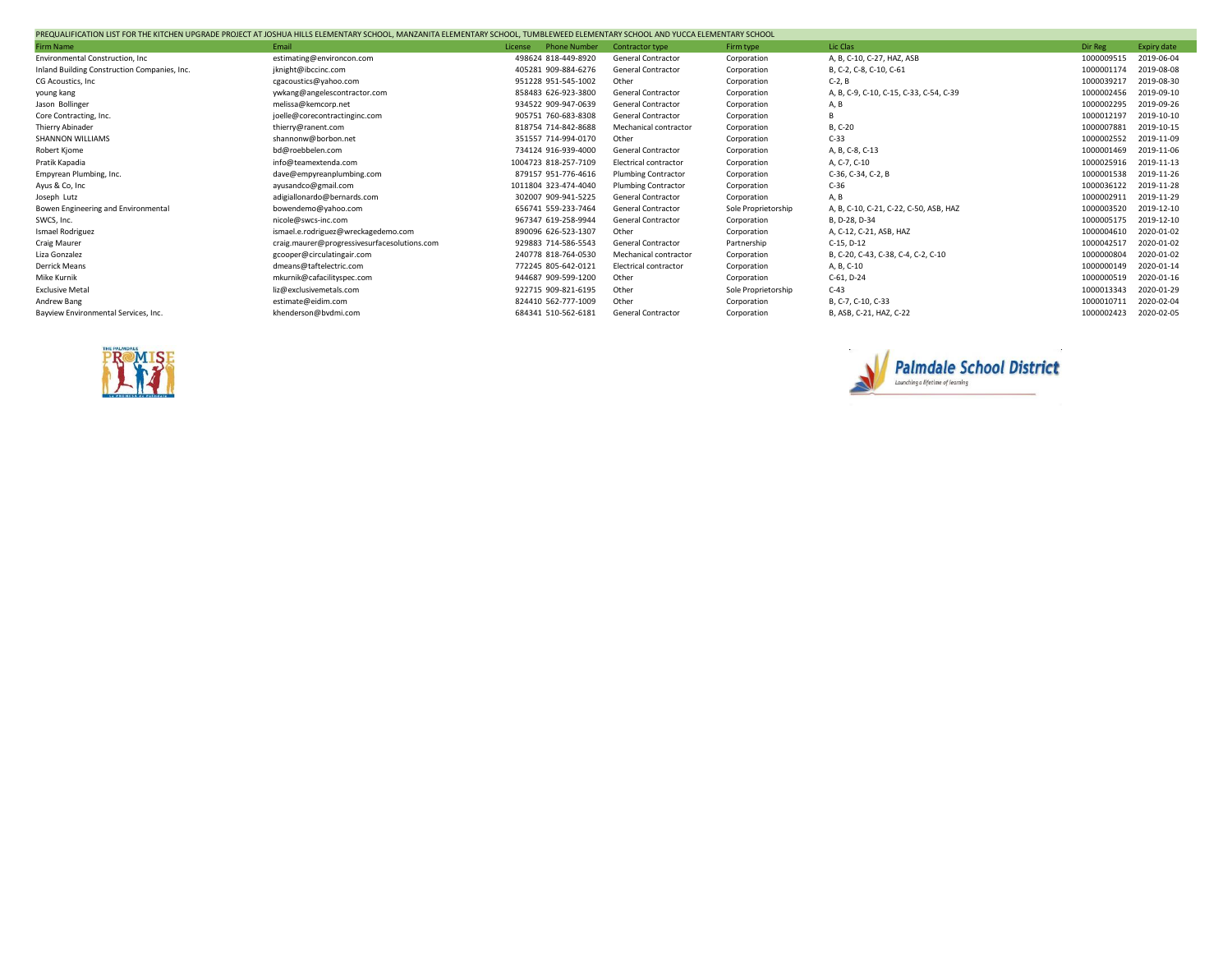PREQUALIFICATION LIST FOR THE KITCHEN UPGRADE PROJECT AT JOSHUA HILLS ELEMENTARY SCHOOL, MANZANITA ELEMENTARY SCHOOL, TUMBLEWEED ELEMENTARY SCHOOL AND YUCCA ELEMENTARY SCHOOL

| Firm Name | Email | License | Phone Number | Contractor type | Firm type | Lic Clas | Dir Reg | Expiry date |
|---|---|---|---|---|---|---|---|---|
| Environmental Construction, Inc | estimating@environcon.com | 498624 | 818-449-8920 | General Contractor | Corporation | A, B, C-10, C-27, HAZ, ASB | 1000009515 | 2019-06-04 |
| Inland Building Construction Companies, Inc. | jknight@ibccinc.com | 405281 | 909-884-6276 | General Contractor | Corporation | B, C-2, C-8, C-10, C-61 | 1000001174 | 2019-08-08 |
| CG Acoustics, Inc | cgacoustics@yahoo.com | 951228 | 951-545-1002 | Other | Corporation | C-2, B | 1000039217 | 2019-08-30 |
| young kang | ywkang@angelescontractor.com | 858483 | 626-923-3800 | General Contractor | Corporation | A, B, C-9, C-10, C-15, C-33, C-54, C-39 | 1000002456 | 2019-09-10 |
| Jason Bollinger | melissa@kemcorp.net | 934522 | 909-947-0639 | General Contractor | Corporation | A, B | 1000002295 | 2019-09-26 |
| Core Contracting, Inc. | joelle@corecontractinginc.com | 905751 | 760-683-8308 | General Contractor | Corporation | B | 1000012197 | 2019-10-10 |
| Thierry Abinader | thierry@ranent.com | 818754 | 714-842-8688 | Mechanical contractor | Corporation | B, C-20 | 1000007881 | 2019-10-15 |
| SHANNON WILLIAMS | shannonw@borbon.net | 351557 | 714-994-0170 | Other | Corporation | C-33 | 1000002552 | 2019-11-09 |
| Robert Kjome | bd@roebbelen.com | 734124 | 916-939-4000 | General Contractor | Corporation | A, B, C-8, C-13 | 1000001469 | 2019-11-06 |
| Pratik Kapadia | info@teamextenda.com | 1004723 | 818-257-7109 | Electrical contractor | Corporation | A, C-7, C-10 | 1000025916 | 2019-11-13 |
| Empyrean Plumbing, Inc. | dave@empyreanplumbing.com | 879157 | 951-776-4616 | Plumbing Contractor | Corporation | C-36, C-34, C-2, B | 1000001538 | 2019-11-26 |
| Ayus & Co, Inc | ayusandco@gmail.com | 1011804 | 323-474-4040 | Plumbing Contractor | Corporation | C-36 | 1000036122 | 2019-11-28 |
| Joseph Lutz | adigiallonardo@bernards.com | 302007 | 909-941-5225 | General Contractor | Corporation | A, B | 1000002911 | 2019-11-29 |
| Bowen Engineering and Environmental | bowendemo@yahoo.com | 656741 | 559-233-7464 | General Contractor | Sole Proprietorship | A, B, C-10, C-21, C-22, C-50, ASB, HAZ | 1000003520 | 2019-12-10 |
| SWCS, Inc. | nicole@swcs-inc.com | 967347 | 619-258-9944 | General Contractor | Corporation | B, D-28, D-34 | 1000005175 | 2019-12-10 |
| Ismael Rodriguez | ismael.e.rodriguez@wreckagedemo.com | 890096 | 626-523-1307 | Other | Corporation | A, C-12, C-21, ASB, HAZ | 1000004610 | 2020-01-02 |
| Craig Maurer | craig.maurer@progressivesurfacesolutions.com | 929883 | 714-586-5543 | General Contractor | Partnership | C-15, D-12 | 1000042517 | 2020-01-02 |
| Liza Gonzalez | gcooper@circulatingair.com | 240778 | 818-764-0530 | Mechanical contractor | Corporation | B, C-20, C-43, C-38, C-4, C-2, C-10 | 1000000804 | 2020-01-02 |
| Derrick Means | dmeans@taftelectric.com | 772245 | 805-642-0121 | Electrical contractor | Corporation | A, B, C-10 | 1000000149 | 2020-01-14 |
| Mike Kurnik | mkurnik@cafacilityspec.com | 944687 | 909-599-1200 | Other | Corporation | C-61, D-24 | 1000000519 | 2020-01-16 |
| Exclusive Metal | liz@exclusivemetals.com | 922715 | 909-821-6195 | Other | Sole Proprietorship | C-43 | 1000013343 | 2020-01-29 |
| Andrew Bang | estimate@eidim.com | 824410 | 562-777-1009 | Other | Corporation | B, C-7, C-10, C-33 | 1000010711 | 2020-02-04 |
| Bayview Environmental Services, Inc. | khenderson@bvdmi.com | 684341 | 510-562-6181 | General Contractor | Corporation | B, ASB, C-21, HAZ, C-22 | 1000002423 | 2020-02-05 |

THE PALMDALE PROMISE

Palmdale School District
Launching a lifetime of learning